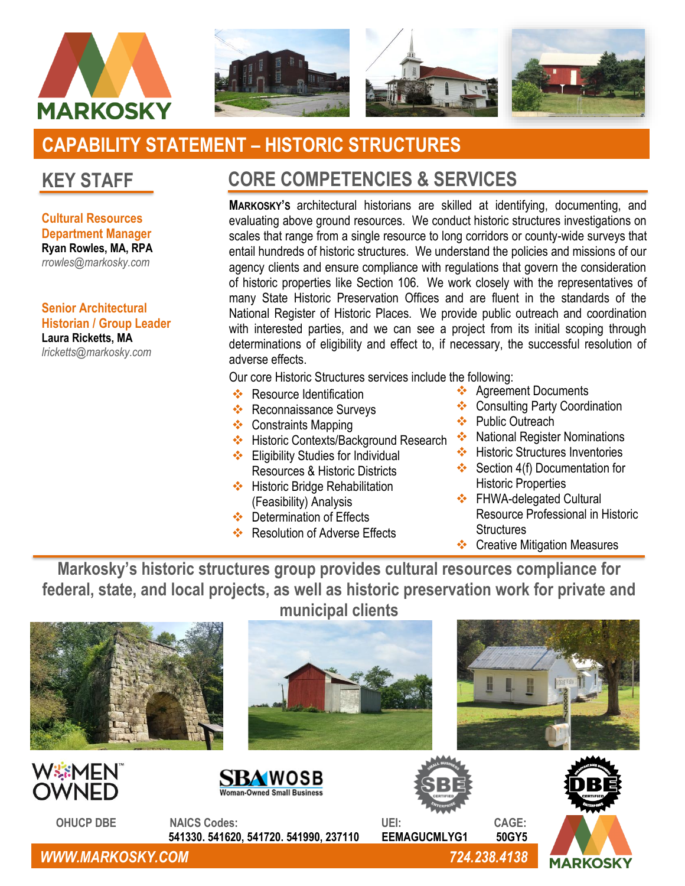# CAPABILITY STATEMENT – HISTORIC STRUCTURES

## KEY STAFF

**Cultural Resources Department Manager**
**Ryan Rowles, MA, RPA**
*rrowles@markosky.com*

**Senior Architectural Historian / Group Leader**
**Laura Ricketts, MA**
*lricketts@markosky.com*

## CORE COMPETENCIES & SERVICES

**MARKOSKY'S** architectural historians are skilled at identifying, documenting, and evaluating above ground resources. We conduct historic structures investigations on scales that range from a single resource to long corridors or county-wide surveys that entail hundreds of historic structures. We understand the policies and missions of our agency clients and ensure compliance with regulations that govern the consideration of historic properties like Section 106. We work closely with the representatives of many State Historic Preservation Offices and are fluent in the standards of the National Register of Historic Places. We provide public outreach and coordination with interested parties, and we can see a project from its initial scoping through determinations of eligibility and effect to, if necessary, the successful resolution of adverse effects.

Our core Historic Structures services include the following:

- Resource Identification
- Reconnaissance Surveys
- Constraints Mapping
- Historic Contexts/Background Research
- Eligibility Studies for Individual Resources & Historic Districts
- Historic Bridge Rehabilitation (Feasibility) Analysis
- Determination of Effects
- Resolution of Adverse Effects
- Agreement Documents
- Consulting Party Coordination
- Public Outreach
- National Register Nominations
- Historic Structures Inventories
- Section 4(f) Documentation for Historic Properties
- FHWA-delegated Cultural Resource Professional in Historic Structures
- Creative Mitigation Measures

**Markosky's historic structures group provides cultural resources compliance for federal, state, and local projects, as well as historic preservation work for private and municipal clients**

WOMEN OWNED | SBA WOSB Woman-Owned Small Business | SBE Certified | DBE Certified

OHUCP DBE

**NAICS Codes:** 541330. 541620, 541720. 541990, 237110

**UEI:** EEMAGUCMLYG1

**CAGE:** 50GY5

*WWW.MARKOSKY.COM*

*724.238.4138*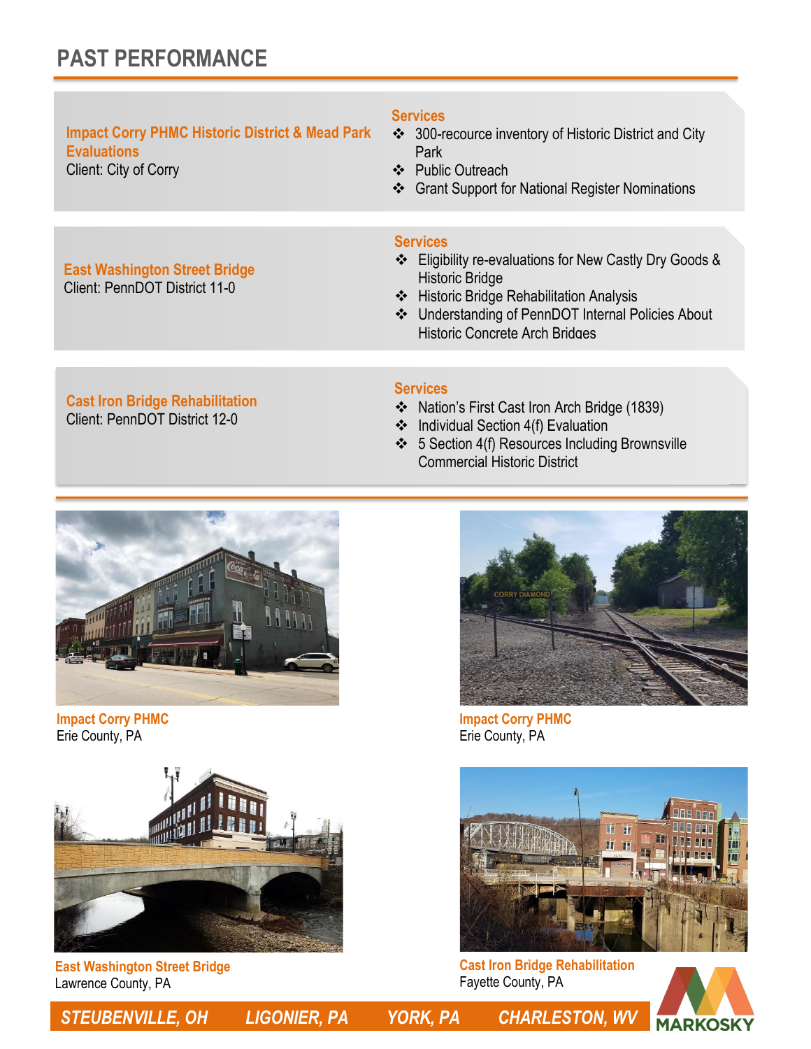## PAST PERFORMANCE

**Impact Corry PHMC Historic District & Mead Park Evaluations**
Client: City of Corry

**Services**
- 300-recource inventory of Historic District and City Park
- Public Outreach
- Grant Support for National Register Nominations

**East Washington Street Bridge**
Client: PennDOT District 11-0

**Services**
- Eligibility re-evaluations for New Castly Dry Goods & Historic Bridge
- Historic Bridge Rehabilitation Analysis
- Understanding of PennDOT Internal Policies About Historic Concrete Arch Bridges

**Cast Iron Bridge Rehabilitation**
Client: PennDOT District 12-0

**Services**
- Nation's First Cast Iron Arch Bridge (1839)
- Individual Section 4(f) Evaluation
- 5 Section 4(f) Resources Including Brownsville Commercial Historic District

**Impact Corry PHMC**
Erie County, PA

**Impact Corry PHMC**
Erie County, PA

**East Washington Street Bridge**
Lawrence County, PA

**Cast Iron Bridge Rehabilitation**
Fayette County, PA

STEUBENVILLE, OH LIGONIER, PA YORK, PA CHARLESTON, WV

MARKOSKY